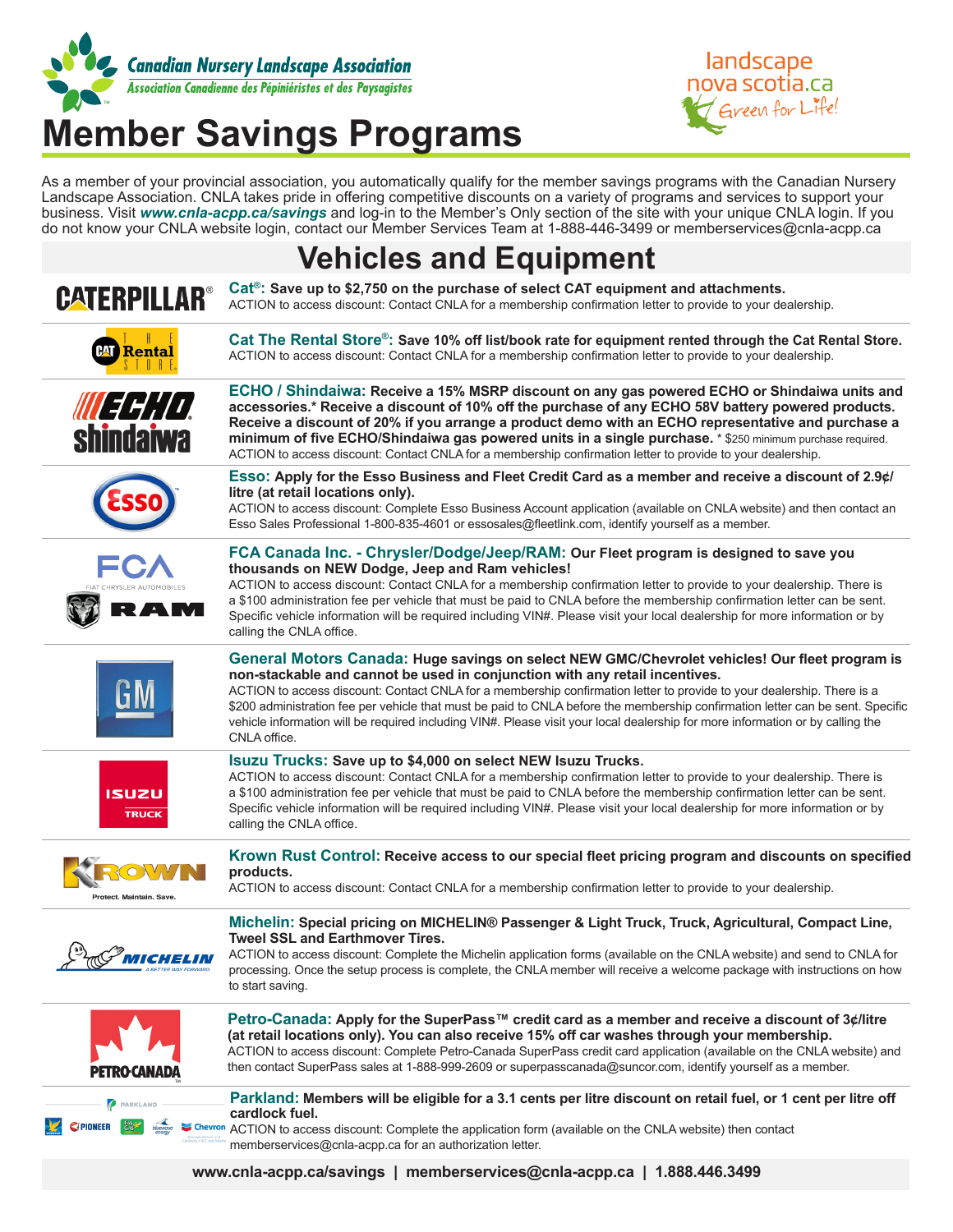# Member Savings Programs

As a member of your provincial association, you automatically qualify for the member savings programs with the Canadian Nursery Landscape Association. CNLA takes pride in offering competitive discounts on a variety of programs and services to support your business. Visit ***www.cnla-acpp.ca/savings*** and log-in to the Member's Only section of the site with your unique CNLA login. If you do not know your CNLA website login, contact our Member Services Team at 1-888-446-3499 or memberservices@cnla-acpp.ca

## Vehicles and Equipment

**Cat®: Save up to $2,750 on the purchase of select CAT equipment and attachments.**
ACTION to access discount: Contact CNLA for a membership confirmation letter to provide to your dealership.

**Cat The Rental Store®: Save 10% off list/book rate for equipment rented through the Cat Rental Store.**
ACTION to access discount: Contact CNLA for a membership confirmation letter to provide to your dealership.

**ECHO / Shindaiwa: Receive a 15% MSRP discount on any gas powered ECHO or Shindaiwa units and accessories.* Receive a discount of 10% off the purchase of any ECHO 58V battery powered products. Receive a discount of 20% if you arrange a product demo with an ECHO representative and purchase a minimum of five ECHO/Shindaiwa gas powered units in a single purchase.** * $250 minimum purchase required.
ACTION to access discount: Contact CNLA for a membership confirmation letter to provide to your dealership.

**Esso: Apply for the Esso Business and Fleet Credit Card as a member and receive a discount of 2.9¢/litre (at retail locations only).**
ACTION to access discount: Complete Esso Business Account application (available on CNLA website) and then contact an Esso Sales Professional 1-800-835-4601 or essosales@fleetlink.com, identify yourself as a member.

**FCA Canada Inc. - Chrysler/Dodge/Jeep/RAM: Our Fleet program is designed to save you thousands on NEW Dodge, Jeep and Ram vehicles!**
ACTION to access discount: Contact CNLA for a membership confirmation letter to provide to your dealership. There is a $100 administration fee per vehicle that must be paid to CNLA before the membership confirmation letter can be sent. Specific vehicle information will be required including VIN#. Please visit your local dealership for more information or by calling the CNLA office.

**General Motors Canada: Huge savings on select NEW GMC/Chevrolet vehicles! Our fleet program is non-stackable and cannot be used in conjunction with any retail incentives.**
ACTION to access discount: Contact CNLA for a membership confirmation letter to provide to your dealership. There is a $200 administration fee per vehicle that must be paid to CNLA before the membership confirmation letter can be sent. Specific vehicle information will be required including VIN#. Please visit your local dealership for more information or by calling the CNLA office.

**Isuzu Trucks: Save up to $4,000 on select NEW Isuzu Trucks.**
ACTION to access discount: Contact CNLA for a membership confirmation letter to provide to your dealership. There is a $100 administration fee per vehicle that must be paid to CNLA before the membership confirmation letter can be sent. Specific vehicle information will be required including VIN#. Please visit your local dealership for more information or by calling the CNLA office.

**Krown Rust Control: Receive access to our special fleet pricing program and discounts on specified products.**
ACTION to access discount: Contact CNLA for a membership confirmation letter to provide to your dealership.

**Michelin: Special pricing on MICHELIN® Passenger & Light Truck, Truck, Agricultural, Compact Line, Tweel SSL and Earthmover Tires.**
ACTION to access discount: Complete the Michelin application forms (available on the CNLA website) and send to CNLA for processing. Once the setup process is complete, the CNLA member will receive a welcome package with instructions on how to start saving.

**Petro-Canada: Apply for the SuperPass™ credit card as a member and receive a discount of 3¢/litre (at retail locations only). You can also receive 15% off car washes through your membership.**
ACTION to access discount: Complete Petro-Canada SuperPass credit card application (available on the CNLA website) and then contact SuperPass sales at 1-888-999-2609 or superpasscanada@suncor.com, identify yourself as a member.

**Parkland: Members will be eligible for a 3.1 cents per litre discount on retail fuel, or 1 cent per litre off cardlock fuel.**
ACTION to access discount: Complete the application form (available on the CNLA website) then contact memberservices@cnla-acpp.ca for an authorization letter.

**www.cnla-acpp.ca/savings | memberservices@cnla-acpp.ca | 1.888.446.3499**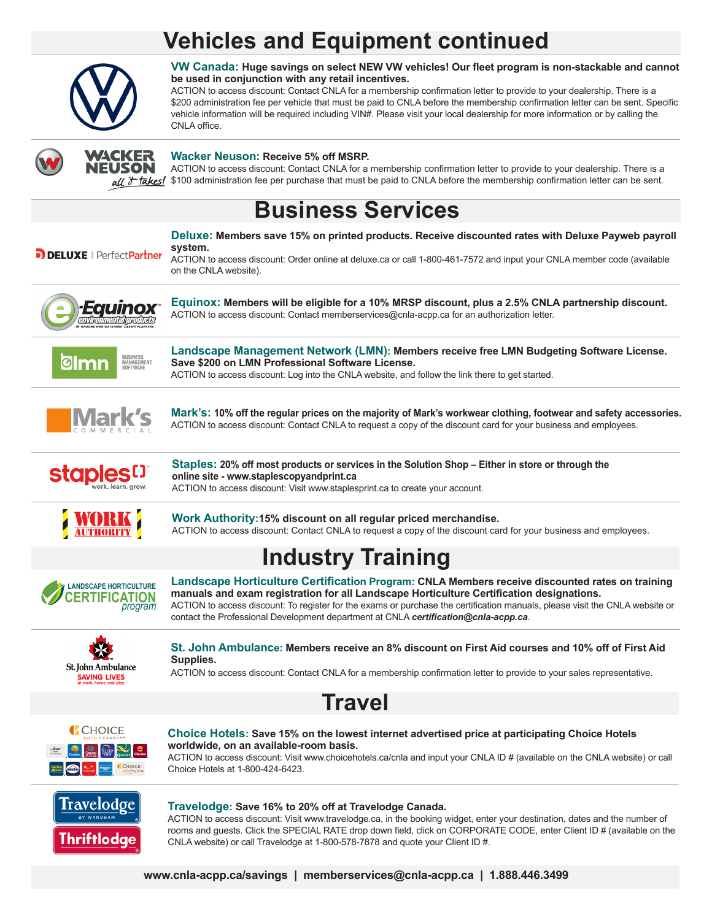# Vehicles and Equipment continued

**VW Canada: Huge savings on select NEW VW vehicles! Our fleet program is non-stackable and cannot be used in conjunction with any retail incentives.**
ACTION to access discount: Contact CNLA for a membership confirmation letter to provide to your dealership. There is a $200 administration fee per vehicle that must be paid to CNLA before the membership confirmation letter can be sent. Specific vehicle information will be required including VIN#. Please visit your local dealership for more information or by calling the CNLA office.

**Wacker Neuson: Receive 5% off MSRP.**
ACTION to access discount: Contact CNLA for a membership confirmation letter to provide to your dealership. There is a $100 administration fee per purchase that must be paid to CNLA before the membership confirmation letter can be sent.

# Business Services

**Deluxe: Members save 15% on printed products. Receive discounted rates with Deluxe Payweb payroll system.**
ACTION to access discount: Order online at deluxe.ca or call 1-800-461-7572 and input your CNLA member code (available on the CNLA website).

**Equinox: Members will be eligible for a 10% MRSP discount, plus a 2.5% CNLA partnership discount.**
ACTION to access discount: Contact memberservices@cnla-acpp.ca for an authorization letter.

**Landscape Management Network (LMN): Members receive free LMN Budgeting Software License. Save $200 on LMN Professional Software License.**
ACTION to access discount: Log into the CNLA website, and follow the link there to get started.

**Mark's: 10% off the regular prices on the majority of Mark's workwear clothing, footwear and safety accessories.**
ACTION to access discount: Contact CNLA to request a copy of the discount card for your business and employees.

**Staples: 20% off most products or services in the Solution Shop – Either in store or through the online site - www.staplescopyandprint.ca**
ACTION to access discount: Visit www.staplesprint.ca to create your account.

**Work Authority: 15% discount on all regular priced merchandise.**
ACTION to access discount: Contact CNLA to request a copy of the discount card for your business and employees.

# Industry Training

**Landscape Horticulture Certification Program: CNLA Members receive discounted rates on training manuals and exam registration for all Landscape Horticulture Certification designations.**
ACTION to access discount: To register for the exams or purchase the certification manuals, please visit the CNLA website or contact the Professional Development department at CNLA ***certification@cnla-acpp.ca***.

**St. John Ambulance: Members receive an 8% discount on First Aid courses and 10% off of First Aid Supplies.**
ACTION to access discount: Contact CNLA for a membership confirmation letter to provide to your sales representative.

# Travel

**Choice Hotels: Save 15% on the lowest internet advertised price at participating Choice Hotels worldwide, on an available-room basis.**
ACTION to access discount: Visit www.choicehotels.ca/cnla and input your CNLA ID # (available on the CNLA website) or call Choice Hotels at 1-800-424-6423.

**Travelodge: Save 16% to 20% off at Travelodge Canada.**
ACTION to access discount: Visit www.travelodge.ca, in the booking widget, enter your destination, dates and the number of rooms and guests. Click the SPECIAL RATE drop down field, click on CORPORATE CODE, enter Client ID # (available on the CNLA website) or call Travelodge at 1-800-578-7878 and quote your Client ID #.

**www.cnla-acpp.ca/savings | memberservices@cnla-acpp.ca | 1.888.446.3499**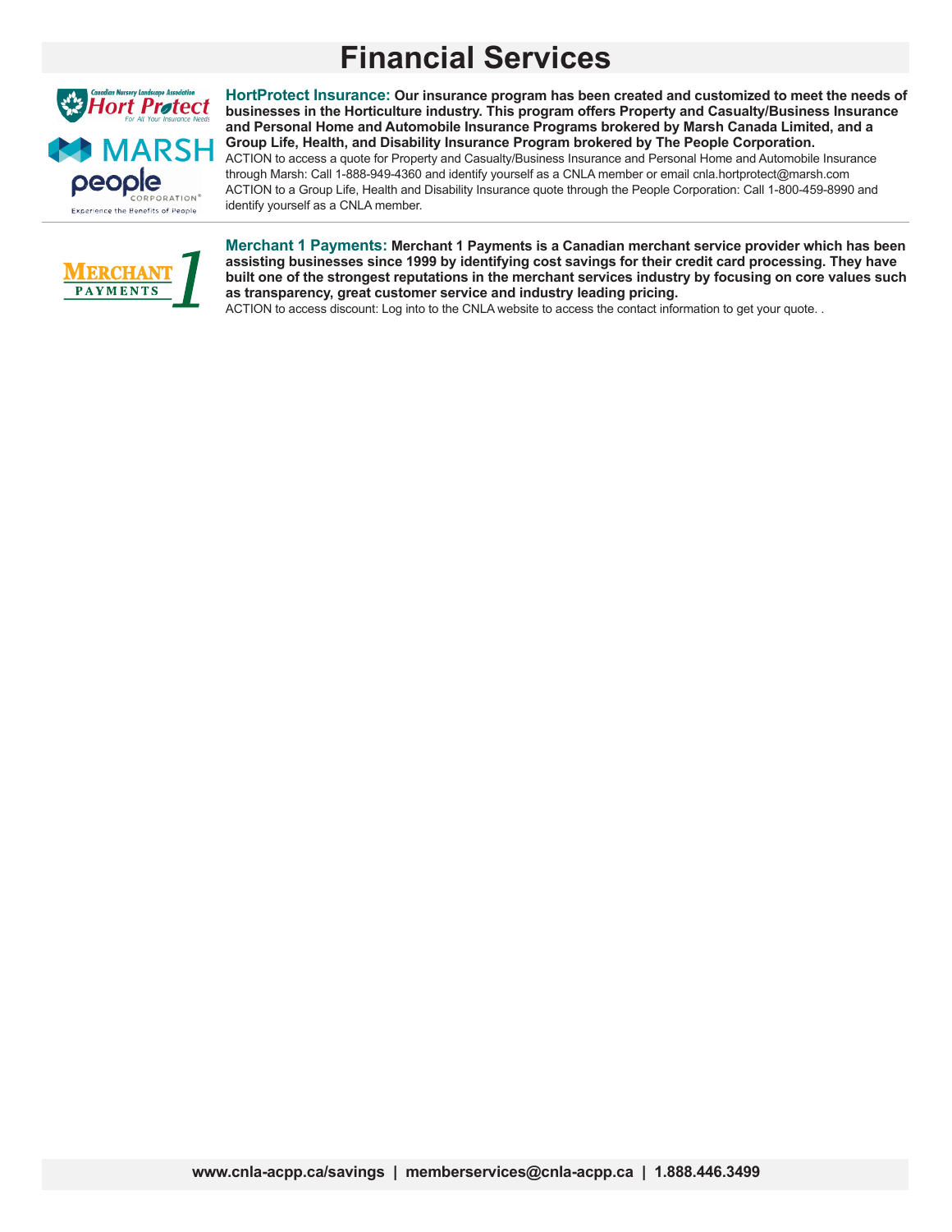# Financial Services

**HortProtect Insurance:** **Our insurance program has been created and customized to meet the needs of businesses in the Horticulture industry. This program offers Property and Casualty/Business Insurance and Personal Home and Automobile Insurance Programs brokered by Marsh Canada Limited, and a Group Life, Health, and Disability Insurance Program brokered by The People Corporation.**

ACTION to access a quote for Property and Casualty/Business Insurance and Personal Home and Automobile Insurance through Marsh: Call 1-888-949-4360 and identify yourself as a CNLA member or email cnla.hortprotect@marsh.com

ACTION to a Group Life, Health and Disability Insurance quote through the People Corporation: Call 1-800-459-8990 and identify yourself as a CNLA member.

---

**Merchant 1 Payments:** **Merchant 1 Payments is a Canadian merchant service provider which has been assisting businesses since 1999 by identifying cost savings for their credit card processing. They have built one of the strongest reputations in the merchant services industry by focusing on core values such as transparency, great customer service and industry leading pricing.**

ACTION to access discount: Log into to the CNLA website to access the contact information to get your quote. .